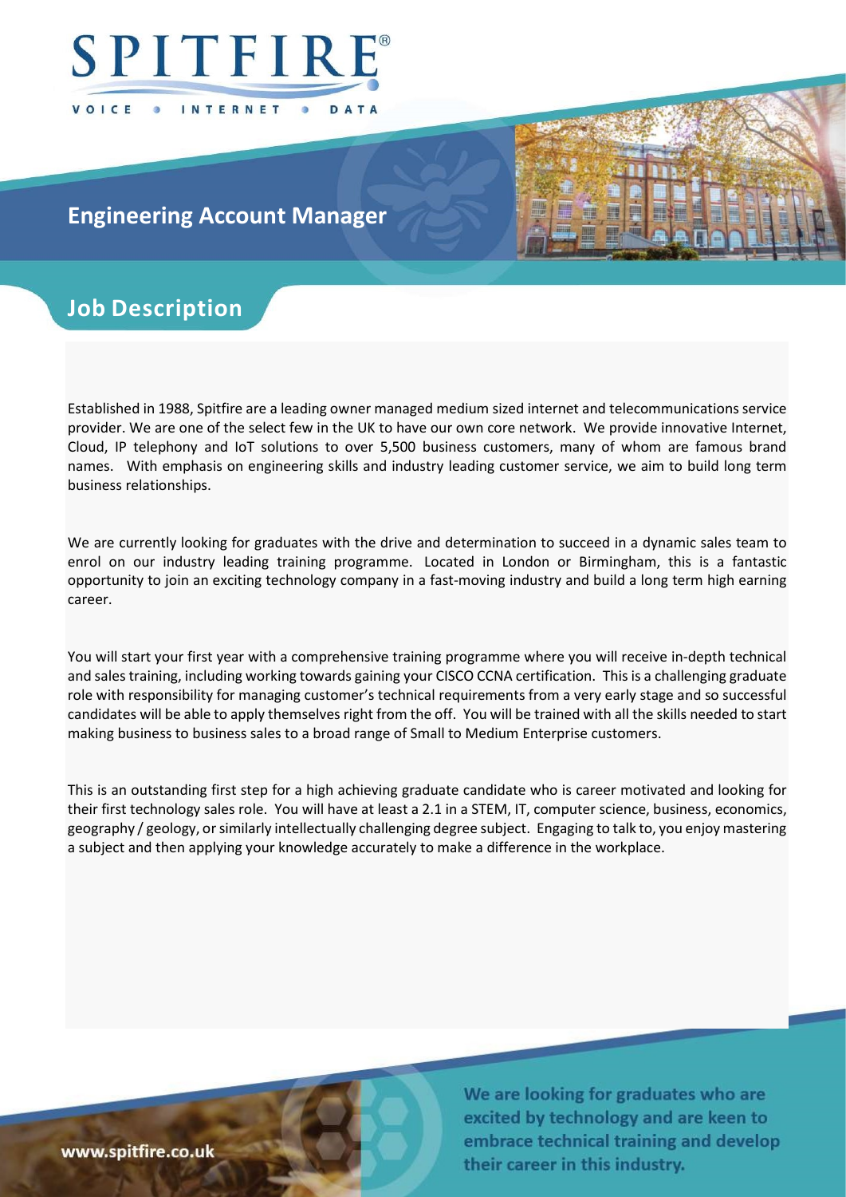SPITFIRE®

VOICE • INTERNET • DATA

# Engineering Account Manager

## Job Description

Established in 1988, Spitfire are a leading owner managed medium sized internet and telecommunications service provider. We are one of the select few in the UK to have our own core network. We provide innovative Internet, Cloud, IP telephony and IoT solutions to over 5,500 business customers, many of whom are famous brand names. With emphasis on engineering skills and industry leading customer service, we aim to build long term business relationships.

We are currently looking for graduates with the drive and determination to succeed in a dynamic sales team to enrol on our industry leading training programme. Located in London or Birmingham, this is a fantastic opportunity to join an exciting technology company in a fast-moving industry and build a long term high earning career.

You will start your first year with a comprehensive training programme where you will receive in-depth technical and sales training, including working towards gaining your CISCO CCNA certification. This is a challenging graduate role with responsibility for managing customer's technical requirements from a very early stage and so successful candidates will be able to apply themselves right from the off. You will be trained with all the skills needed to start making business to business sales to a broad range of Small to Medium Enterprise customers.

This is an outstanding first step for a high achieving graduate candidate who is career motivated and looking for their first technology sales role. You will have at least a 2.1 in a STEM, IT, computer science, business, economics, geography / geology, or similarly intellectually challenging degree subject. Engaging to talk to, you enjoy mastering a subject and then applying your knowledge accurately to make a difference in the workplace.

**We are looking for graduates who are excited by technology and are keen to embrace technical training and develop their career in this industry.**

www.spitfire.co.uk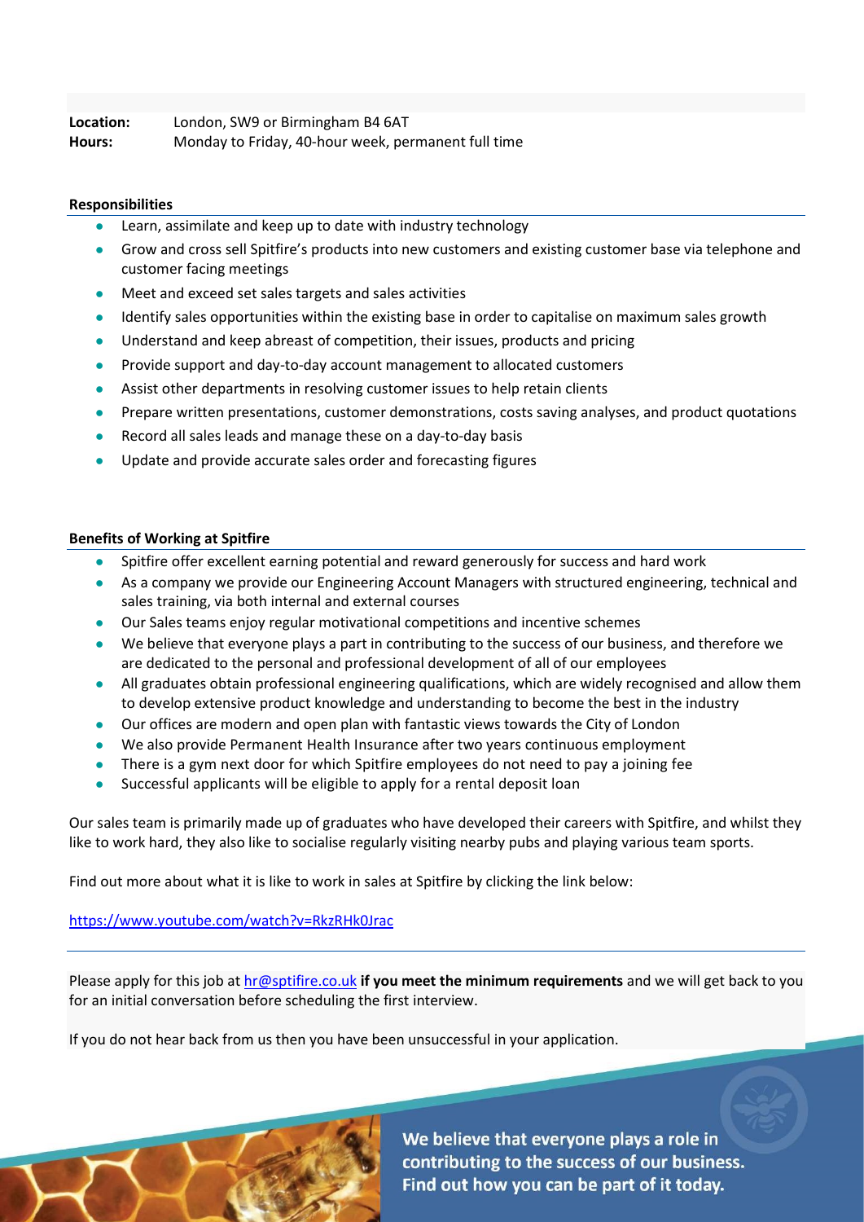**Location:** London, SW9 or Birmingham B4 6AT
**Hours:** Monday to Friday, 40-hour week, permanent full time

**Responsibilities**

- Learn, assimilate and keep up to date with industry technology
- Grow and cross sell Spitfire's products into new customers and existing customer base via telephone and customer facing meetings
- Meet and exceed set sales targets and sales activities
- Identify sales opportunities within the existing base in order to capitalise on maximum sales growth
- Understand and keep abreast of competition, their issues, products and pricing
- Provide support and day-to-day account management to allocated customers
- Assist other departments in resolving customer issues to help retain clients
- Prepare written presentations, customer demonstrations, costs saving analyses, and product quotations
- Record all sales leads and manage these on a day-to-day basis
- Update and provide accurate sales order and forecasting figures

**Benefits of Working at Spitfire**

- Spitfire offer excellent earning potential and reward generously for success and hard work
- As a company we provide our Engineering Account Managers with structured engineering, technical and sales training, via both internal and external courses
- Our Sales teams enjoy regular motivational competitions and incentive schemes
- We believe that everyone plays a part in contributing to the success of our business, and therefore we are dedicated to the personal and professional development of all of our employees
- All graduates obtain professional engineering qualifications, which are widely recognised and allow them to develop extensive product knowledge and understanding to become the best in the industry
- Our offices are modern and open plan with fantastic views towards the City of London
- We also provide Permanent Health Insurance after two years continuous employment
- There is a gym next door for which Spitfire employees do not need to pay a joining fee
- Successful applicants will be eligible to apply for a rental deposit loan

Our sales team is primarily made up of graduates who have developed their careers with Spitfire, and whilst they like to work hard, they also like to socialise regularly visiting nearby pubs and playing various team sports.

Find out more about what it is like to work in sales at Spitfire by clicking the link below:

https://www.youtube.com/watch?v=RkzRHk0Jrac

---

Please apply for this job at hr@sptifire.co.uk **if you meet the minimum requirements** and we will get back to you for an initial conversation before scheduling the first interview.

If you do not hear back from us then you have been unsuccessful in your application.

**We believe that everyone plays a role in contributing to the success of our business. Find out how you can be part of it today.**